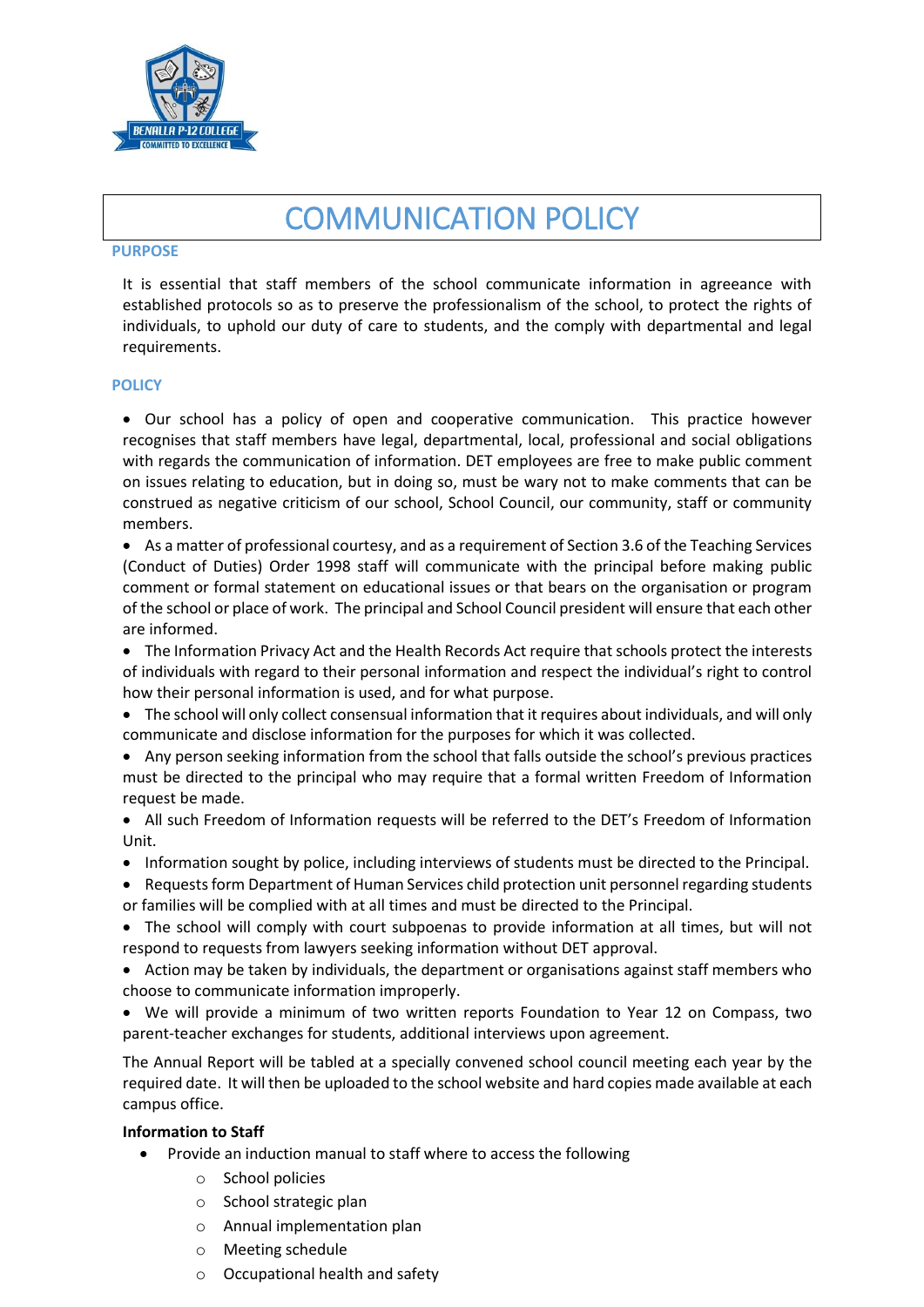# COMMUNICATION POLICY

## PURPOSE

It is essential that staff members of the school communicate information in agreeance with established protocols so as to preserve the professionalism of the school, to protect the rights of individuals, to uphold our duty of care to students, and the comply with departmental and legal requirements.

## POLICY

- Our school has a policy of open and cooperative communication. This practice however recognises that staff members have legal, departmental, local, professional and social obligations with regards the communication of information. DET employees are free to make public comment on issues relating to education, but in doing so, must be wary not to make comments that can be construed as negative criticism of our school, School Council, our community, staff or community members.
- As a matter of professional courtesy, and as a requirement of Section 3.6 of the Teaching Services (Conduct of Duties) Order 1998 staff will communicate with the principal before making public comment or formal statement on educational issues or that bears on the organisation or program of the school or place of work. The principal and School Council president will ensure that each other are informed.
- The Information Privacy Act and the Health Records Act require that schools protect the interests of individuals with regard to their personal information and respect the individual's right to control how their personal information is used, and for what purpose.
- The school will only collect consensual information that it requires about individuals, and will only communicate and disclose information for the purposes for which it was collected.
- Any person seeking information from the school that falls outside the school's previous practices must be directed to the principal who may require that a formal written Freedom of Information request be made.
- All such Freedom of Information requests will be referred to the DET's Freedom of Information Unit.
- Information sought by police, including interviews of students must be directed to the Principal.
- Requests form Department of Human Services child protection unit personnel regarding students or families will be complied with at all times and must be directed to the Principal.
- The school will comply with court subpoenas to provide information at all times, but will not respond to requests from lawyers seeking information without DET approval.
- Action may be taken by individuals, the department or organisations against staff members who choose to communicate information improperly.
- We will provide a minimum of two written reports Foundation to Year 12 on Compass, two parent-teacher exchanges for students, additional interviews upon agreement.

The Annual Report will be tabled at a specially convened school council meeting each year by the required date. It will then be uploaded to the school website and hard copies made available at each campus office.

**Information to Staff**

- Provide an induction manual to staff where to access the following
  - School policies
  - School strategic plan
  - Annual implementation plan
  - Meeting schedule
  - Occupational health and safety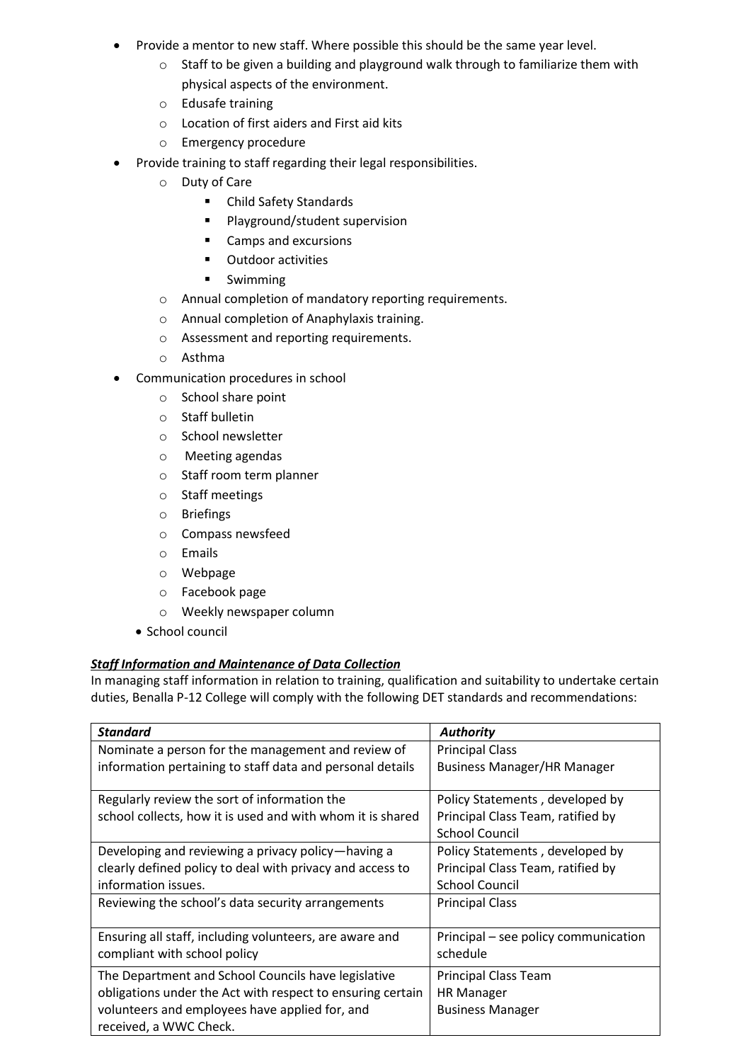- Provide a mentor to new staff. Where possible this should be the same year level.
    - Staff to be given a building and playground walk through to familiarize them with physical aspects of the environment.
    - Edusafe training
    - Location of first aiders and First aid kits
    - Emergency procedure
- Provide training to staff regarding their legal responsibilities.
    - Duty of Care
        - Child Safety Standards
        - Playground/student supervision
        - Camps and excursions
        - Outdoor activities
        - Swimming
    - Annual completion of mandatory reporting requirements.
    - Annual completion of Anaphylaxis training.
    - Assessment and reporting requirements.
    - Asthma
- Communication procedures in school
    - School share point
    - Staff bulletin
    - School newsletter
    - Meeting agendas
    - Staff room term planner
    - Staff meetings
    - Briefings
    - Compass newsfeed
    - Emails
    - Webpage
    - Facebook page
    - Weekly newspaper column
- School council

***Staff Information and Maintenance of Data Collection***

In managing staff information in relation to training, qualification and suitability to undertake certain duties, Benalla P-12 College will comply with the following DET standards and recommendations:

| *Standard* | *Authority* |
|---|---|
| Nominate a person for the management and review of information pertaining to staff data and personal details | Principal Class<br>Business Manager/HR Manager |
| Regularly review the sort of information the school collects, how it is used and with whom it is shared | Policy Statements , developed by Principal Class Team, ratified by School Council |
| Developing and reviewing a privacy policy—having a clearly defined policy to deal with privacy and access to information issues. | Policy Statements , developed by Principal Class Team, ratified by School Council |
| Reviewing the school's data security arrangements | Principal Class |
| Ensuring all staff, including volunteers, are aware and compliant with school policy | Principal – see policy communication schedule |
| The Department and School Councils have legislative obligations under the Act with respect to ensuring certain volunteers and employees have applied for, and received, a WWC Check. | Principal Class Team<br>HR Manager<br>Business Manager |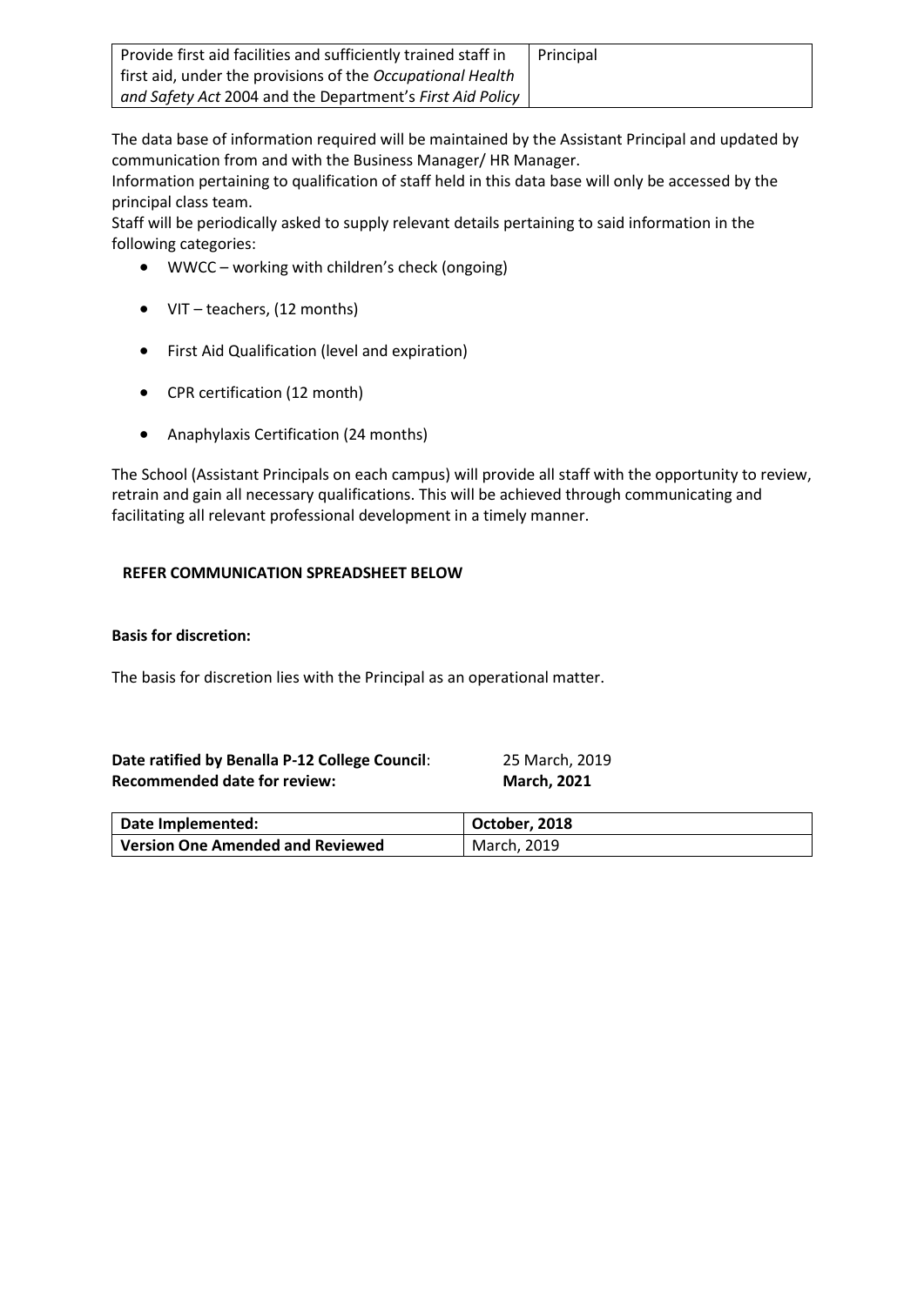| Provide first aid facilities and sufficiently trained staff in first aid, under the provisions of the *Occupational Health and Safety Act* 2004 and the Department's *First Aid Policy* | Principal |
|---|---|

The data base of information required will be maintained by the Assistant Principal and updated by communication from and with the Business Manager/ HR Manager.
Information pertaining to qualification of staff held in this data base will only be accessed by the principal class team.
Staff will be periodically asked to supply relevant details pertaining to said information in the following categories:

- WWCC – working with children's check (ongoing)
- VIT – teachers, (12 months)
- First Aid Qualification (level and expiration)
- CPR certification (12 month)
- Anaphylaxis Certification (24 months)

The School (Assistant Principals on each campus) will provide all staff with the opportunity to review, retrain and gain all necessary qualifications. This will be achieved through communicating and facilitating all relevant professional development in a timely manner.

**REFER COMMUNICATION SPREADSHEET BELOW**

**Basis for discretion:**

The basis for discretion lies with the Principal as an operational matter.

**Date ratified by Benalla P-12 College Council**: 25 March, 2019
**Recommended date for review:** **March, 2021**

| **Date Implemented:** | **October, 2018** |
|---|---|
| **Version One Amended and Reviewed** | March, 2019 |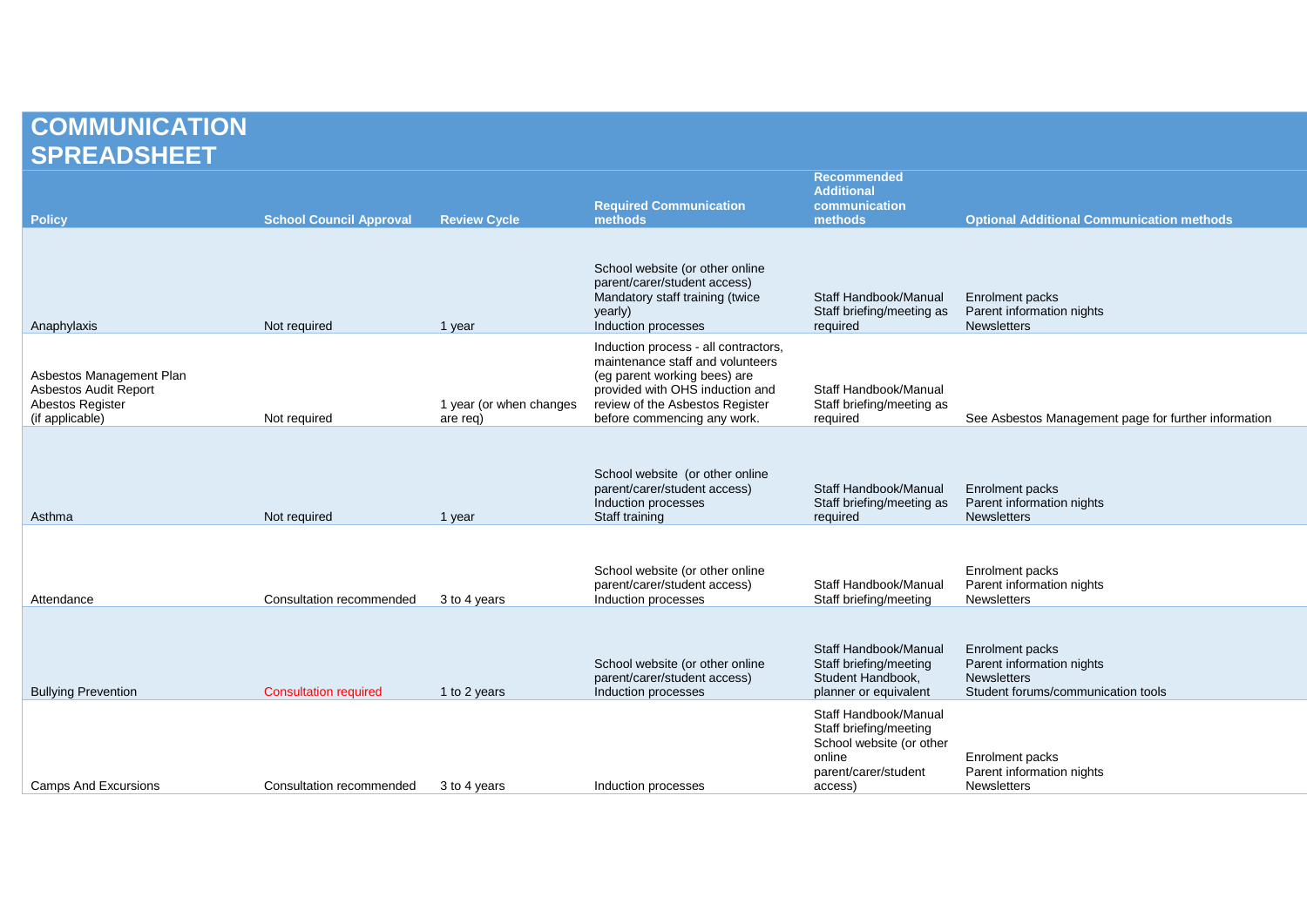# COMMUNICATION SPREADSHEET

| Policy | School Council Approval | Review Cycle | Required Communication methods | Recommended Additional communication methods | Optional Additional Communication methods |
|---|---|---|---|---|---|
| Anaphylaxis | Not required | 1 year | School website (or other online parent/carer/student access)<br>Mandatory staff training (twice yearly)<br>Induction processes | Staff Handbook/Manual<br>Staff briefing/meeting as required | Enrolment packs<br>Parent information nights<br>Newsletters |
| Asbestos Management Plan<br>Asbestos Audit Report<br>Abestos Register<br>(if applicable) | Not required | 1 year (or when changes are req) | Induction process - all contractors, maintenance staff and volunteers (eg parent working bees) are provided with OHS induction and review of the Asbestos Register before commencing any work. | Staff Handbook/Manual<br>Staff briefing/meeting as required | See Asbestos Management page for further information |
| Asthma | Not required | 1 year | School website (or other online parent/carer/student access)<br>Induction processes<br>Staff training | Staff Handbook/Manual<br>Staff briefing/meeting as required | Enrolment packs<br>Parent information nights<br>Newsletters |
| Attendance | Consultation recommended | 3 to 4 years | School website (or other online parent/carer/student access)<br>Induction processes | Staff Handbook/Manual<br>Staff briefing/meeting | Enrolment packs<br>Parent information nights<br>Newsletters |
| Bullying Prevention | Consultation required | 1 to 2 years | School website (or other online parent/carer/student access)<br>Induction processes | Staff Handbook/Manual<br>Staff briefing/meeting<br>Student Handbook, planner or equivalent | Enrolment packs<br>Parent information nights<br>Newsletters<br>Student forums/communication tools |
| Camps And Excursions | Consultation recommended | 3 to 4 years | Induction processes | Staff Handbook/Manual<br>Staff briefing/meeting<br>School website (or other online parent/carer/student access) | Enrolment packs<br>Parent information nights<br>Newsletters |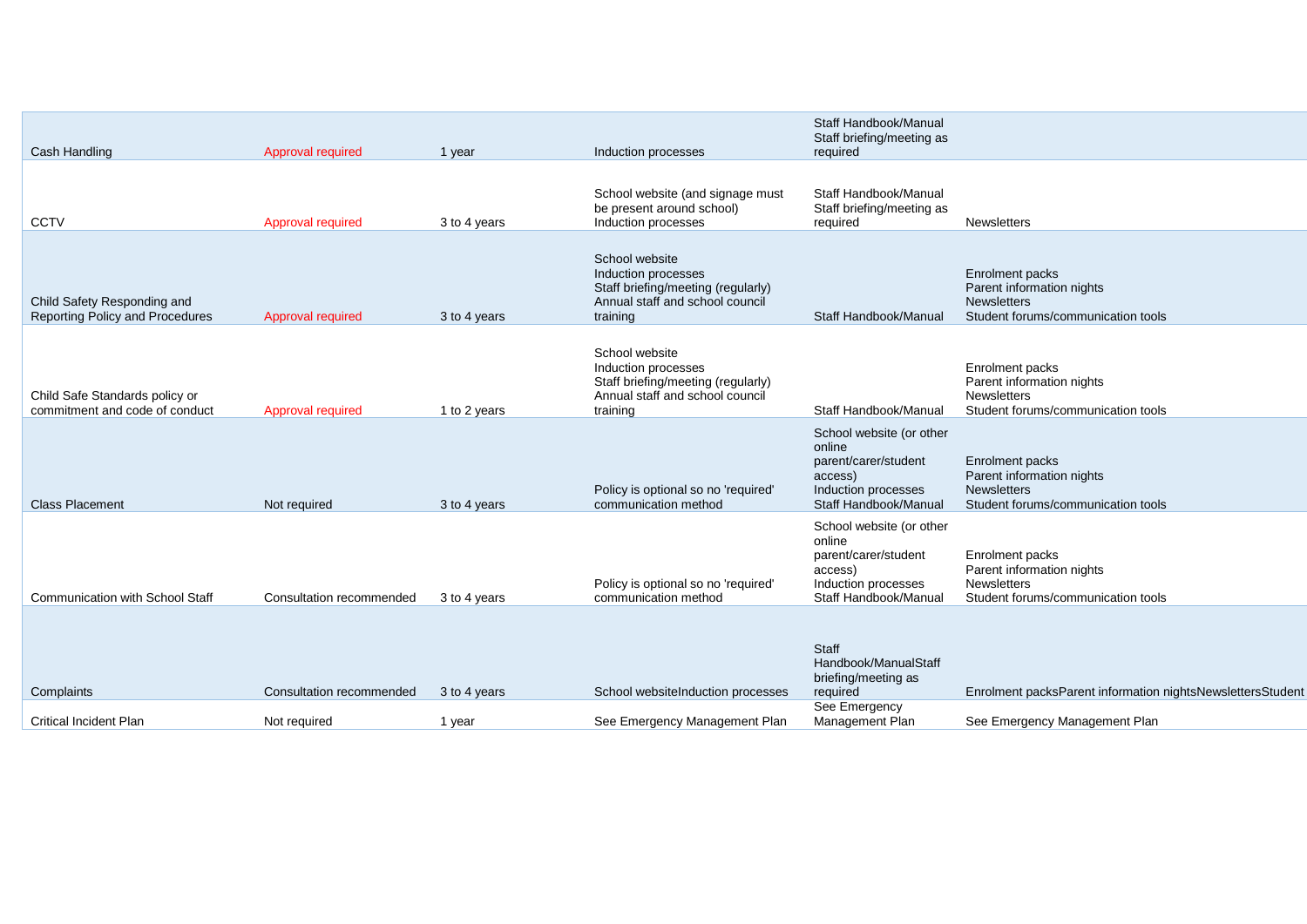| | | | | | |
|---|---|---|---|---|---|
| Cash Handling | Approval required | 1 year | Induction processes | Staff Handbook/Manual<br>Staff briefing/meeting as required | |
| CCTV | Approval required | 3 to 4 years | School website (and signage must be present around school)<br>Induction processes | Staff Handbook/Manual<br>Staff briefing/meeting as required | Newsletters |
| Child Safety Responding and Reporting Policy and Procedures | Approval required | 3 to 4 years | School website<br>Induction processes<br>Staff briefing/meeting (regularly)<br>Annual staff and school council training | Staff Handbook/Manual | Enrolment packs<br>Parent information nights<br>Newsletters<br>Student forums/communication tools |
| Child Safe Standards policy or commitment and code of conduct | Approval required | 1 to 2 years | School website<br>Induction processes<br>Staff briefing/meeting (regularly)<br>Annual staff and school council training | Staff Handbook/Manual | Enrolment packs<br>Parent information nights<br>Newsletters<br>Student forums/communication tools |
| Class Placement | Not required | 3 to 4 years | Policy is optional so no 'required' communication method | School website (or other online parent/carer/student access)<br>Induction processes<br>Staff Handbook/Manual | Enrolment packs<br>Parent information nights<br>Newsletters<br>Student forums/communication tools |
| Communication with School Staff | Consultation recommended | 3 to 4 years | Policy is optional so no 'required' communication method | School website (or other online parent/carer/student access)<br>Induction processes<br>Staff Handbook/Manual | Enrolment packs<br>Parent information nights<br>Newsletters<br>Student forums/communication tools |
| Complaints | Consultation recommended | 3 to 4 years | School websiteInduction processes | Staff Handbook/ManualStaff briefing/meeting as required | Enrolment packsParent information nightsNewslettersStudent |
| Critical Incident Plan | Not required | 1 year | See Emergency Management Plan | See Emergency Management Plan | See Emergency Management Plan |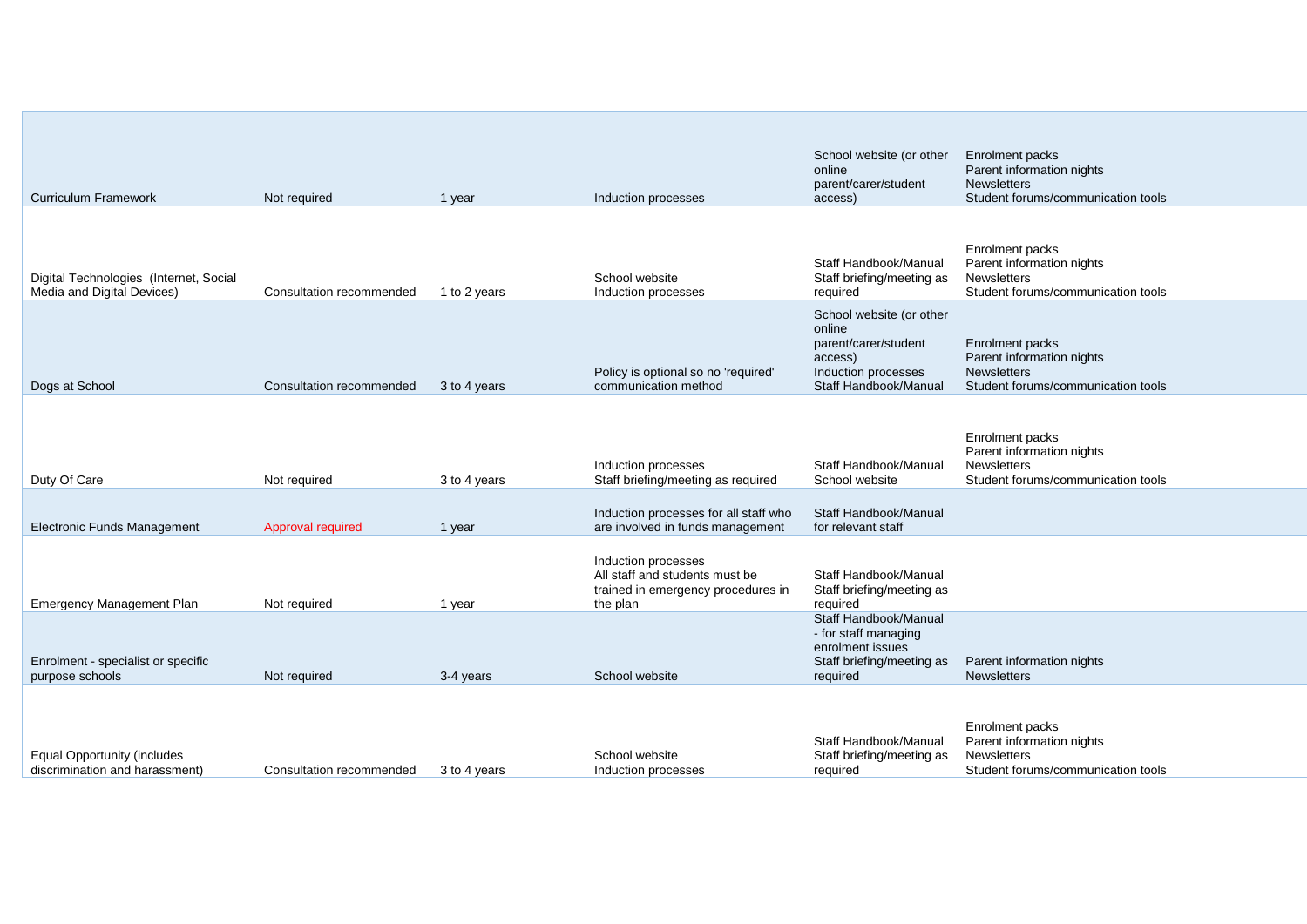| | | | | | |
|---|---|---|---|---|---|
| Curriculum Framework | Not required | 1 year | Induction processes | School website (or other online parent/carer/student access) | Enrolment packs<br>Parent information nights<br>Newsletters<br>Student forums/communication tools |
| Digital Technologies (Internet, Social Media and Digital Devices) | Consultation recommended | 1 to 2 years | School website<br>Induction processes | Staff Handbook/Manual<br>Staff briefing/meeting as required | Enrolment packs<br>Parent information nights<br>Newsletters<br>Student forums/communication tools |
| Dogs at School | Consultation recommended | 3 to 4 years | Policy is optional so no 'required' communication method | School website (or other online parent/carer/student access)<br>Induction processes<br>Staff Handbook/Manual | Enrolment packs<br>Parent information nights<br>Newsletters<br>Student forums/communication tools |
| Duty Of Care | Not required | 3 to 4 years | Induction processes<br>Staff briefing/meeting as required | Staff Handbook/Manual<br>School website | Enrolment packs<br>Parent information nights<br>Newsletters<br>Student forums/communication tools |
| Electronic Funds Management | Approval required | 1 year | Induction processes for all staff who are involved in funds management | Staff Handbook/Manual for relevant staff | |
| Emergency Management Plan | Not required | 1 year | Induction processes<br>All staff and students must be trained in emergency procedures in the plan | Staff Handbook/Manual<br>Staff briefing/meeting as required | |
| Enrolment - specialist or specific purpose schools | Not required | 3-4 years | School website | Staff Handbook/Manual - for staff managing enrolment issues<br>Staff briefing/meeting as required | Parent information nights<br>Newsletters |
| Equal Opportunity (includes discrimination and harassment) | Consultation recommended | 3 to 4 years | School website<br>Induction processes | Staff Handbook/Manual<br>Staff briefing/meeting as required | Enrolment packs<br>Parent information nights<br>Newsletters<br>Student forums/communication tools |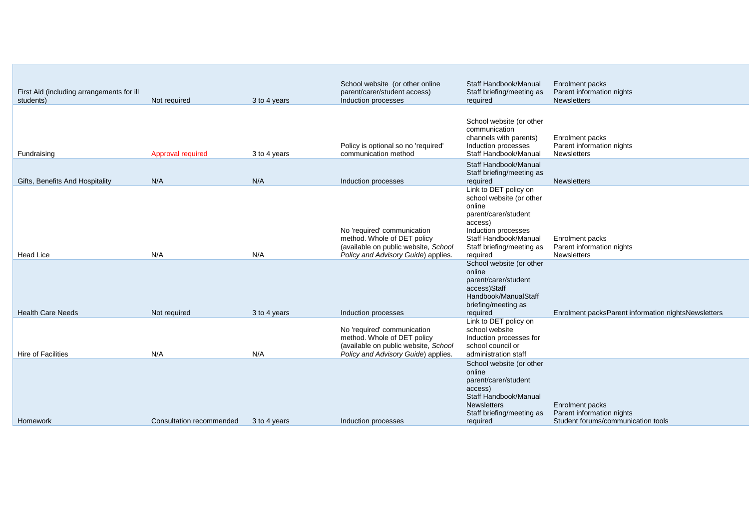| | | | | | |
|---|---|---|---|---|---|
| First Aid (including arrangements for ill students) | Not required | 3 to 4 years | School website (or other online parent/carer/student access)<br>Induction processes | Staff Handbook/Manual<br>Staff briefing/meeting as required | Enrolment packs<br>Parent information nights<br>Newsletters |
| Fundraising | Approval required | 3 to 4 years | Policy is optional so no 'required' communication method | School website (or other communication channels with parents)<br>Induction processes<br>Staff Handbook/Manual | Enrolment packs<br>Parent information nights<br>Newsletters |
| Gifts, Benefits And Hospitality | N/A | N/A | Induction processes | Staff Handbook/Manual<br>Staff briefing/meeting as required | Newsletters |
| Head Lice | N/A | N/A | No 'required' communication method. Whole of DET policy (available on public website, *School Policy and Advisory Guide*) applies. | Link to DET policy on school website (or other online parent/carer/student access)<br>Induction processes<br>Staff Handbook/Manual<br>Staff briefing/meeting as required | Enrolment packs<br>Parent information nights<br>Newsletters |
| Health Care Needs | Not required | 3 to 4 years | Induction processes | School website (or other online parent/carer/student access)Staff Handbook/ManualStaff briefing/meeting as required | Enrolment packsParent information nightsNewsletters |
| Hire of Facilities | N/A | N/A | No 'required' communication method. Whole of DET policy (available on public website, *School Policy and Advisory Guide*) applies. | Link to DET policy on school website<br>Induction processes for school council or administration staff | |
| Homework | Consultation recommended | 3 to 4 years | Induction processes | School website (or other online parent/carer/student access)<br>Staff Handbook/Manual<br>Newsletters<br>Staff briefing/meeting as required | Enrolment packs<br>Parent information nights<br>Student forums/communication tools |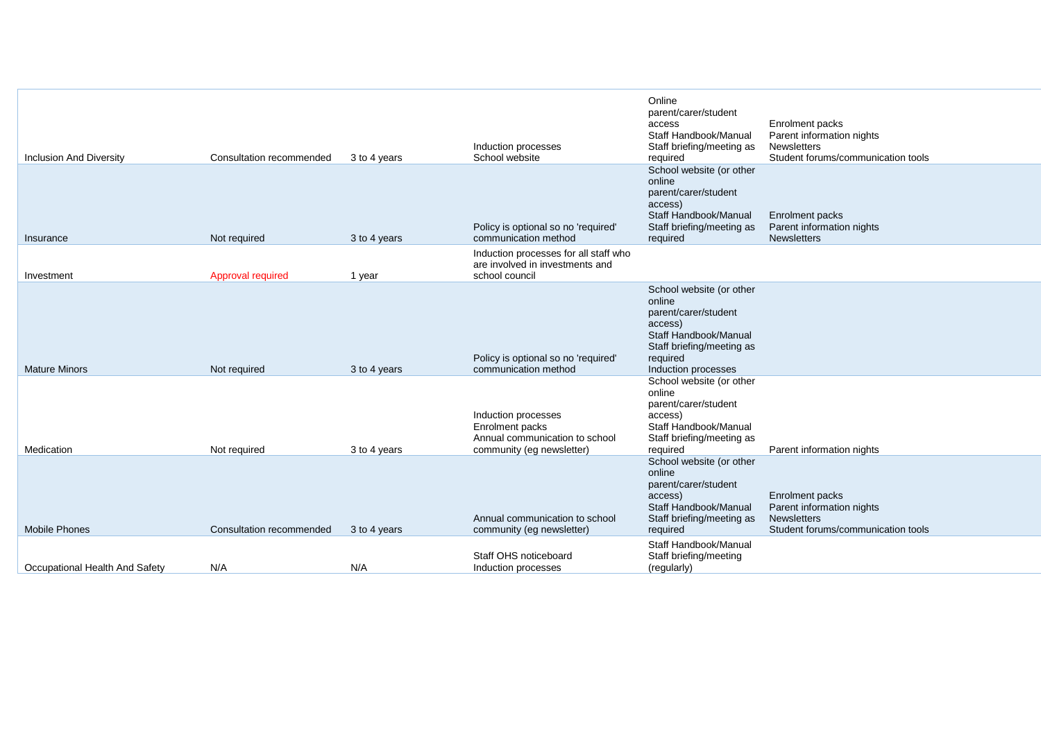| | | | | | |
|---|---|---|---|---|---|
| Inclusion And Diversity | Consultation recommended | 3 to 4 years | Induction processes<br>School website | Online parent/carer/student access<br>Staff Handbook/Manual<br>Staff briefing/meeting as required | Enrolment packs<br>Parent information nights<br>Newsletters<br>Student forums/communication tools |
| Insurance | Not required | 3 to 4 years | Policy is optional so no 'required' communication method | School website (or other online parent/carer/student access)<br>Staff Handbook/Manual<br>Staff briefing/meeting as required | Enrolment packs<br>Parent information nights<br>Newsletters |
| Investment | Approval required | 1 year | Induction processes for all staff who are involved in investments and school council | | |
| Mature Minors | Not required | 3 to 4 years | Policy is optional so no 'required' communication method | School website (or other online parent/carer/student access)<br>Staff Handbook/Manual<br>Staff briefing/meeting as required<br>Induction processes | |
| Medication | Not required | 3 to 4 years | Induction processes<br>Enrolment packs<br>Annual communication to school community (eg newsletter) | School website (or other online parent/carer/student access)<br>Staff Handbook/Manual<br>Staff briefing/meeting as required | Parent information nights |
| Mobile Phones | Consultation recommended | 3 to 4 years | Annual communication to school community (eg newsletter) | School website (or other online parent/carer/student access)<br>Staff Handbook/Manual<br>Staff briefing/meeting as required | Enrolment packs<br>Parent information nights<br>Newsletters<br>Student forums/communication tools |
| Occupational Health And Safety | N/A | N/A | Staff OHS noticeboard<br>Induction processes | Staff Handbook/Manual<br>Staff briefing/meeting (regularly) | |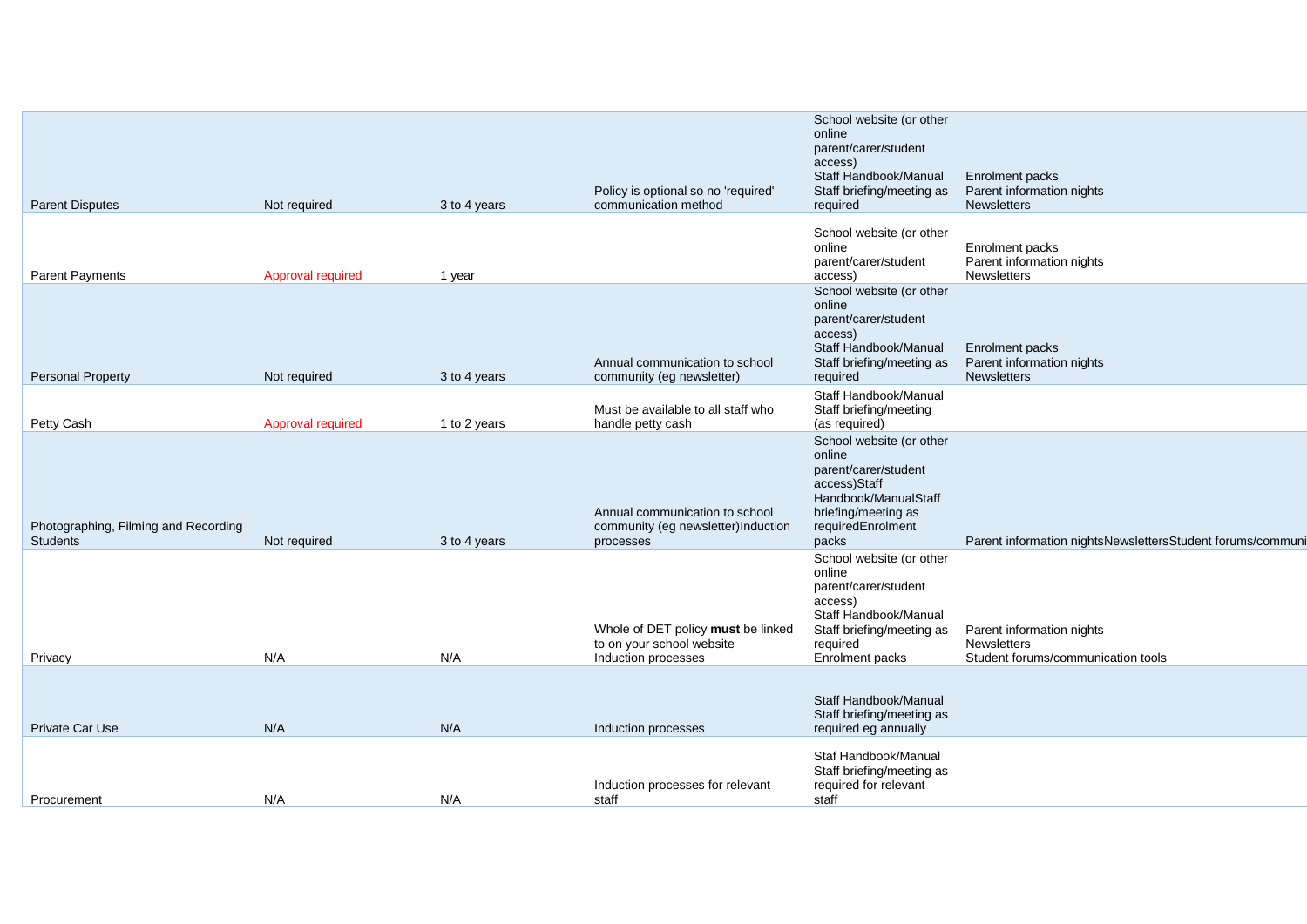| | | | | | |
|---|---|---|---|---|---|
| Parent Disputes | Not required | 3 to 4 years | Policy is optional so no 'required' communication method | School website (or other online parent/carer/student access)<br>Staff Handbook/Manual<br>Staff briefing/meeting as required | Enrolment packs<br>Parent information nights<br>Newsletters |
| Parent Payments | Approval required | 1 year | | School website (or other online parent/carer/student access) | Enrolment packs<br>Parent information nights<br>Newsletters |
| Personal Property | Not required | 3 to 4 years | Annual communication to school community (eg newsletter) | School website (or other online parent/carer/student access)<br>Staff Handbook/Manual<br>Staff briefing/meeting as required | Enrolment packs<br>Parent information nights<br>Newsletters |
| Petty Cash | Approval required | 1 to 2 years | Must be available to all staff who handle petty cash | Staff Handbook/Manual<br>Staff briefing/meeting (as required) | |
| Photographing, Filming and Recording Students | Not required | 3 to 4 years | Annual communication to school community (eg newsletter)Induction processes | School website (or other online parent/carer/student access)Staff Handbook/ManualStaff briefing/meeting as requiredEnrolment packs | Parent information nightsNewslettersStudent forums/communi |
| Privacy | N/A | N/A | Whole of DET policy **must** be linked to on your school website<br>Induction processes | School website (or other online parent/carer/student access)<br>Staff Handbook/Manual<br>Staff briefing/meeting as required<br>Enrolment packs | Parent information nights<br>Newsletters<br>Student forums/communication tools |
| Private Car Use | N/A | N/A | Induction processes | Staff Handbook/Manual<br>Staff briefing/meeting as required eg annually | |
| Procurement | N/A | N/A | Induction processes for relevant staff | Staf Handbook/Manual<br>Staff briefing/meeting as required for relevant staff | |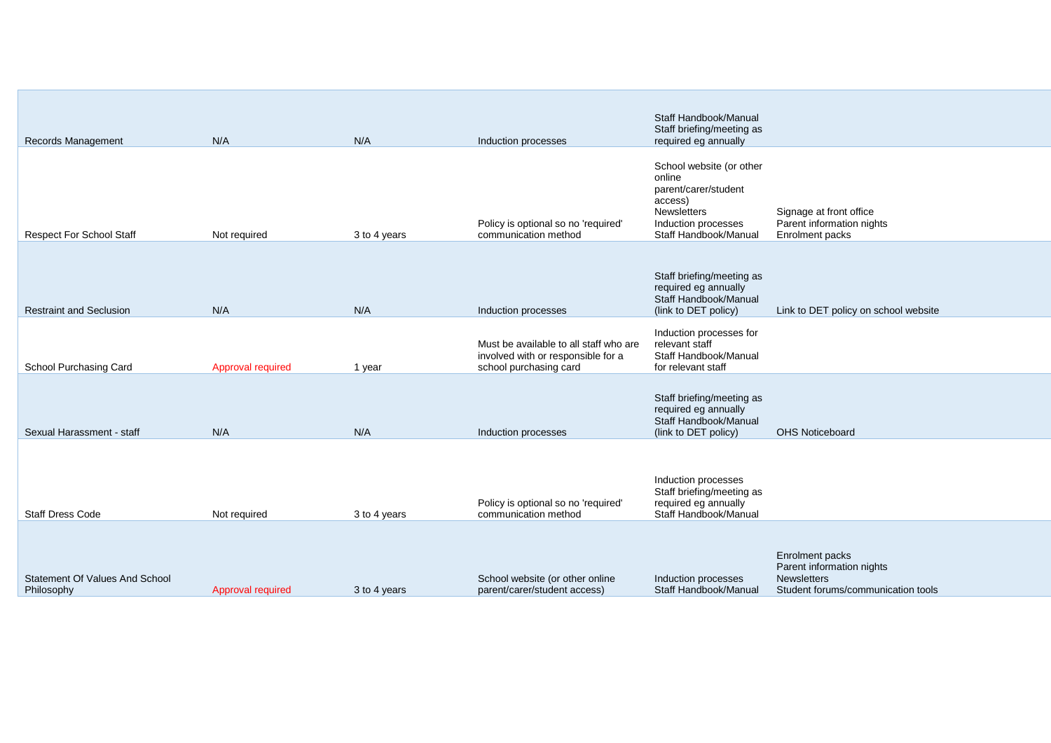| | | | | | |
|---|---|---|---|---|---|
| Records Management | N/A | N/A | Induction processes | Staff Handbook/Manual<br>Staff briefing/meeting as required eg annually | |
| Respect For School Staff | Not required | 3 to 4 years | Policy is optional so no 'required' communication method | School website (or other online parent/carer/student access)<br>Newsletters<br>Induction processes<br>Staff Handbook/Manual | Signage at front office<br>Parent information nights<br>Enrolment packs |
| Restraint and Seclusion | N/A | N/A | Induction processes | Staff briefing/meeting as required eg annually<br>Staff Handbook/Manual (link to DET policy) | Link to DET policy on school website |
| School Purchasing Card | Approval required | 1 year | Must be available to all staff who are involved with or responsible for a school purchasing card | Induction processes for relevant staff<br>Staff Handbook/Manual for relevant staff | |
| Sexual Harassment - staff | N/A | N/A | Induction processes | Staff briefing/meeting as required eg annually<br>Staff Handbook/Manual (link to DET policy) | OHS Noticeboard |
| Staff Dress Code | Not required | 3 to 4 years | Policy is optional so no 'required' communication method | Induction processes<br>Staff briefing/meeting as required eg annually<br>Staff Handbook/Manual | |
| Statement Of Values And School Philosophy | Approval required | 3 to 4 years | School website (or other online parent/carer/student access) | Induction processes<br>Staff Handbook/Manual | Enrolment packs<br>Parent information nights<br>Newsletters<br>Student forums/communication tools |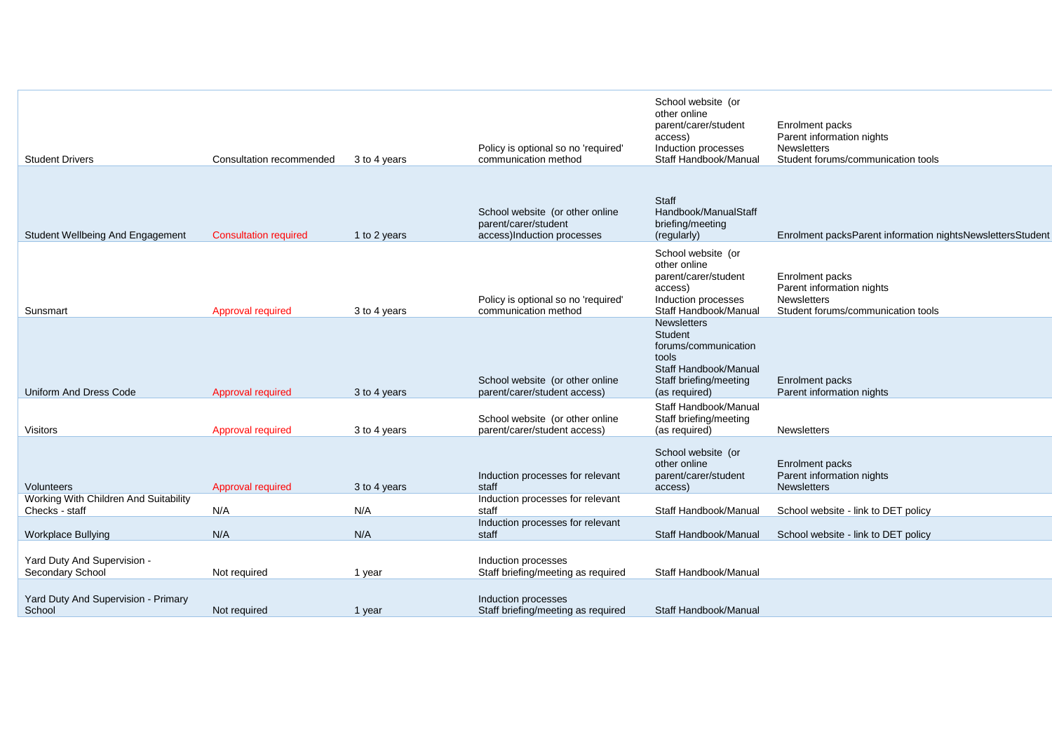| | | | | | |
|---|---|---|---|---|---|
| Student Drivers | Consultation recommended | 3 to 4 years | Policy is optional so no 'required' communication method | School website (or other online parent/carer/student access)<br>Induction processes<br>Staff Handbook/Manual | Enrolment packs<br>Parent information nights<br>Newsletters<br>Student forums/communication tools |
| Student Wellbeing And Engagement | Consultation required | 1 to 2 years | School website (or other online parent/carer/student access)Induction processes | Staff Handbook/ManualStaff briefing/meeting (regularly) | Enrolment packsParent information nightsNewslettersStudent |
| Sunsmart | Approval required | 3 to 4 years | Policy is optional so no 'required' communication method | School website (or other online parent/carer/student access)<br>Induction processes<br>Staff Handbook/Manual | Enrolment packs<br>Parent information nights<br>Newsletters<br>Student forums/communication tools |
| Uniform And Dress Code | Approval required | 3 to 4 years | School website (or other online parent/carer/student access) | Newsletters<br>Student forums/communication tools<br>Staff Handbook/Manual<br>Staff briefing/meeting (as required) | Enrolment packs<br>Parent information nights |
| Visitors | Approval required | 3 to 4 years | School website (or other online parent/carer/student access) | Staff Handbook/Manual<br>Staff briefing/meeting (as required) | Newsletters |
| Volunteers | Approval required | 3 to 4 years | Induction processes for relevant staff | School website (or other online parent/carer/student access) | Enrolment packs<br>Parent information nights<br>Newsletters |
| Working With Children And Suitability Checks - staff | N/A | N/A | Induction processes for relevant staff | Staff Handbook/Manual | School website - link to DET policy |
| Workplace Bullying | N/A | N/A | Induction processes for relevant staff | Staff Handbook/Manual | School website - link to DET policy |
| Yard Duty And Supervision - Secondary School | Not required | 1 year | Induction processes<br>Staff briefing/meeting as required | Staff Handbook/Manual | |
| Yard Duty And Supervision - Primary School | Not required | 1 year | Induction processes<br>Staff briefing/meeting as required | Staff Handbook/Manual | |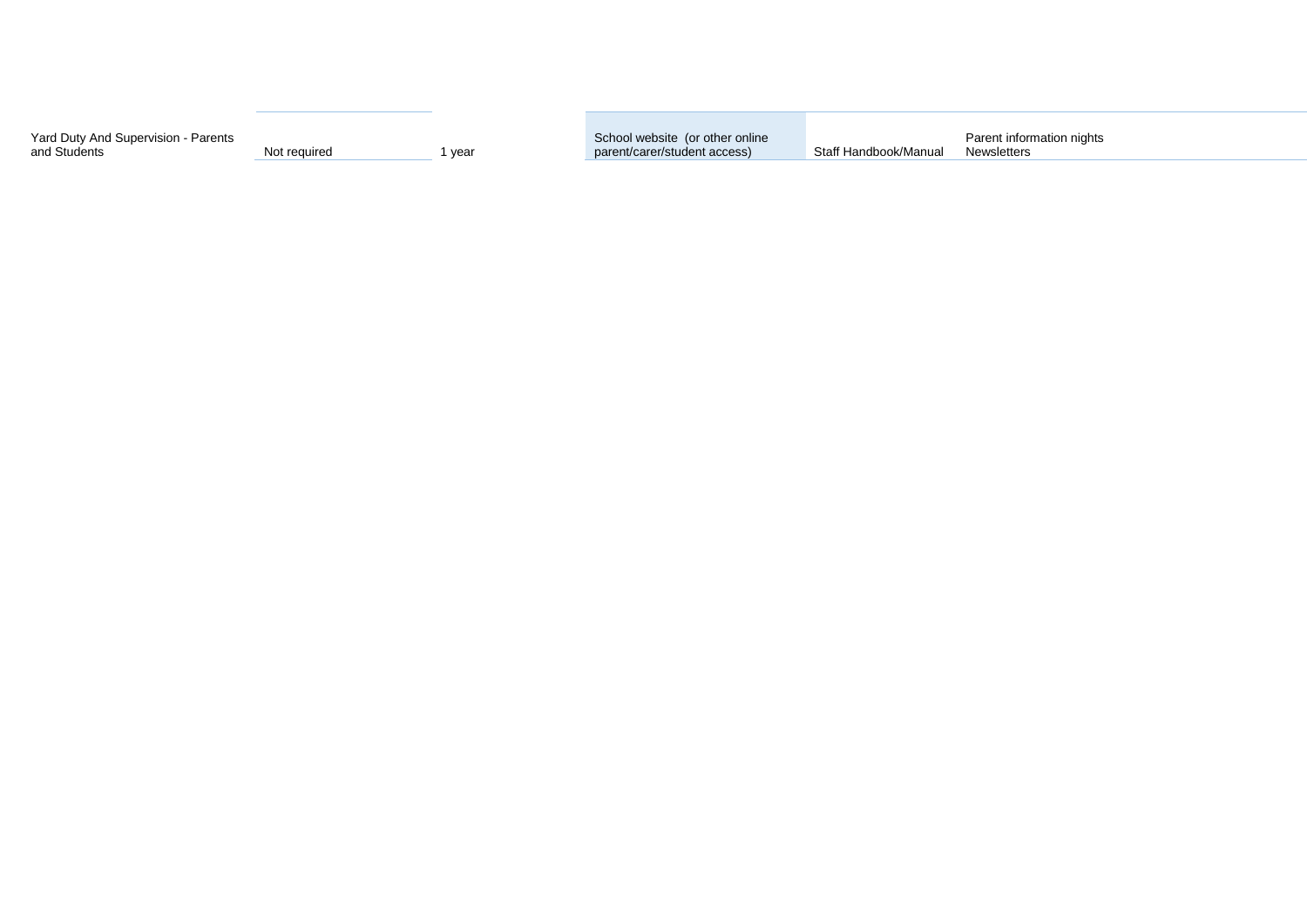| | | | | | |
|---|---|---|---|---|---|
| Yard Duty And Supervision - Parents and Students | Not required | 1 year | School website (or other online parent/carer/student access) | Staff Handbook/Manual | Parent information nights<br>Newsletters |